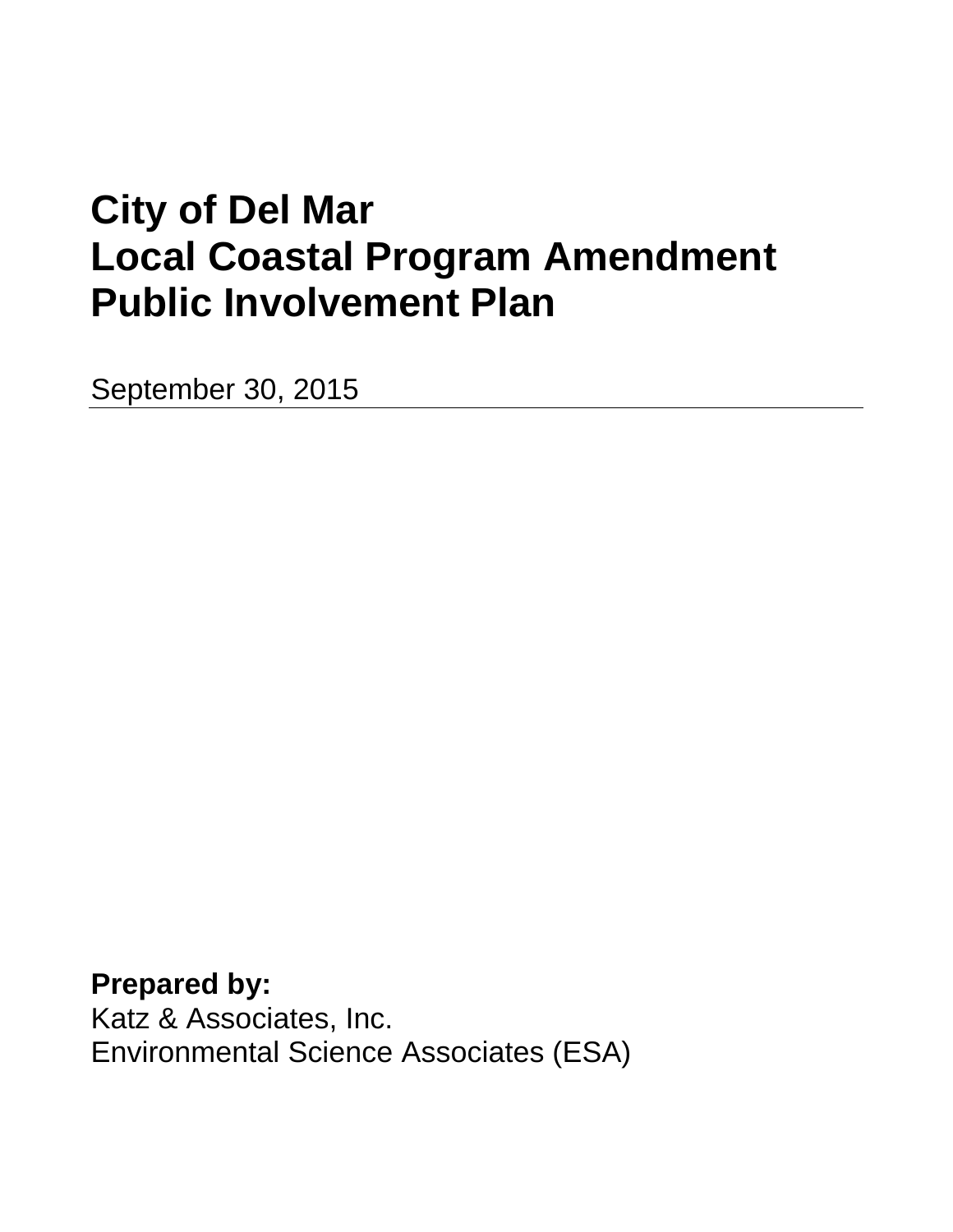# City of Del Mar
# Local Coastal Program Amendment
# Public Involvement Plan

September 30, 2015

---

**Prepared by:**
Katz & Associates, Inc.
Environmental Science Associates (ESA)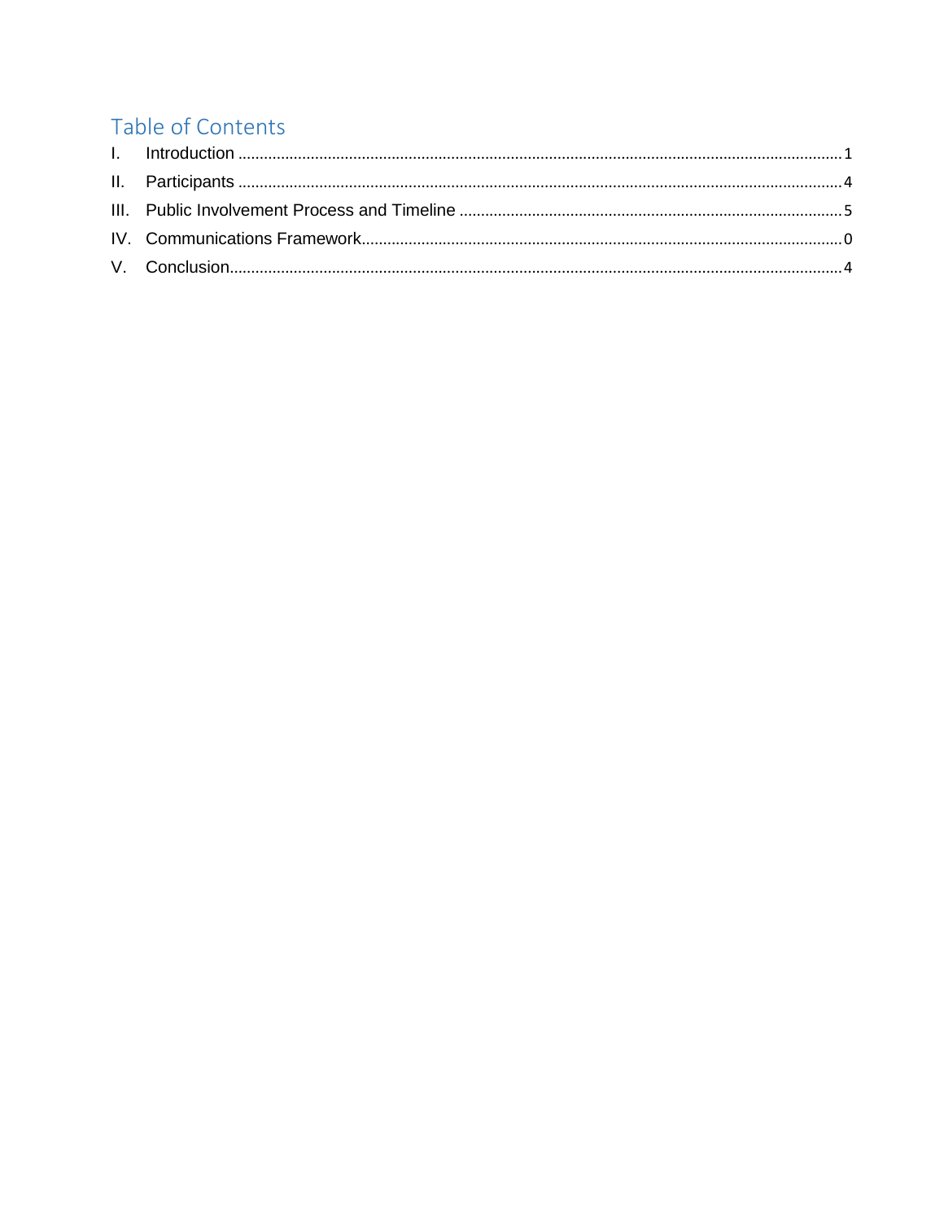# Table of Contents

I. Introduction ........................................................................................................................................ 1

II. Participants ........................................................................................................................................ 4

III. Public Involvement Process and Timeline ........................................................................................ 5

IV. Communications Framework............................................................................................................. 0

V. Conclusion............................................................................................................................................ 4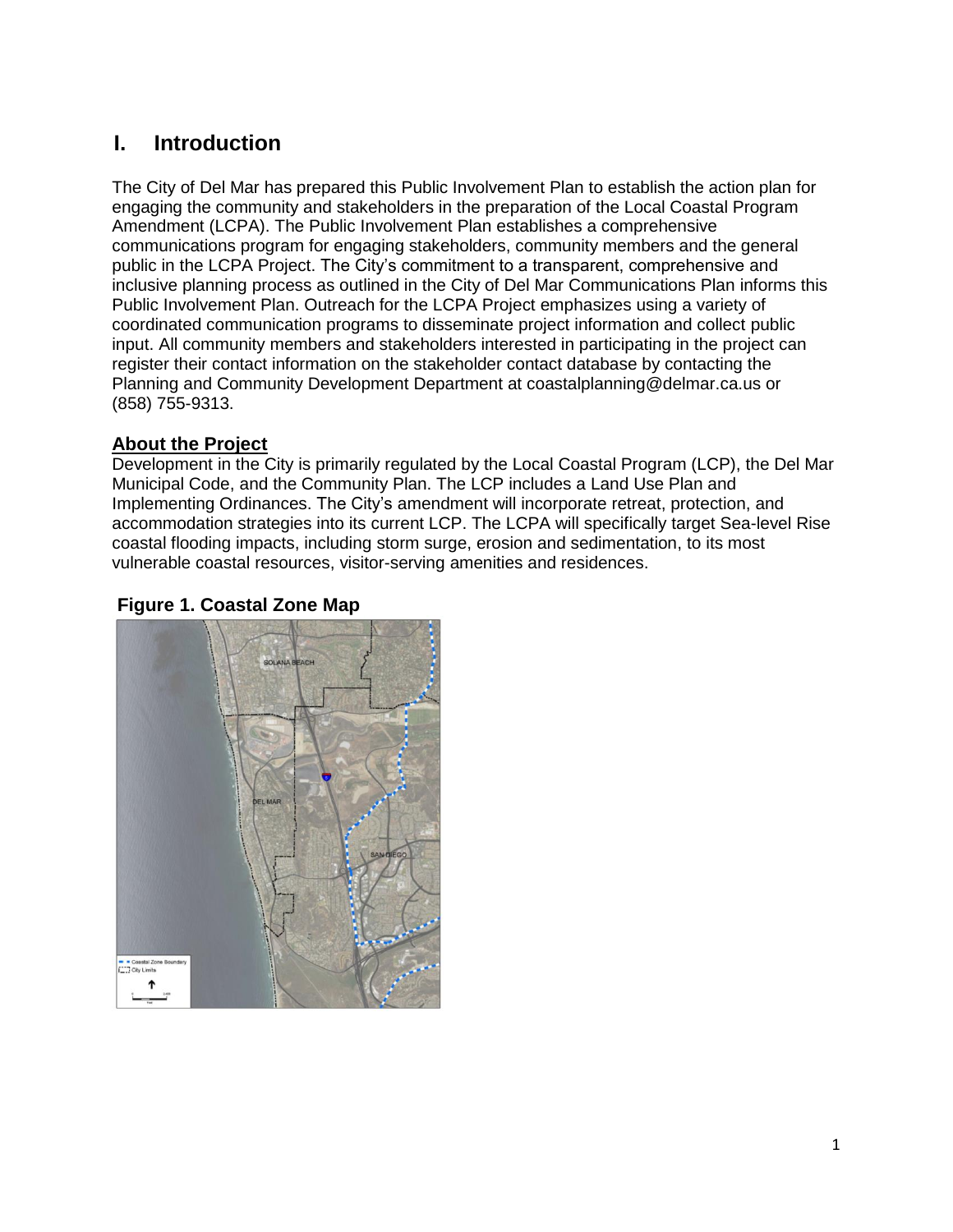# I. Introduction

The City of Del Mar has prepared this Public Involvement Plan to establish the action plan for engaging the community and stakeholders in the preparation of the Local Coastal Program Amendment (LCPA). The Public Involvement Plan establishes a comprehensive communications program for engaging stakeholders, community members and the general public in the LCPA Project. The City's commitment to a transparent, comprehensive and inclusive planning process as outlined in the City of Del Mar Communications Plan informs this Public Involvement Plan. Outreach for the LCPA Project emphasizes using a variety of coordinated communication programs to disseminate project information and collect public input. All community members and stakeholders interested in participating in the project can register their contact information on the stakeholder contact database by contacting the Planning and Community Development Department at coastalplanning@delmar.ca.us or (858) 755-9313.

## About the Project

Development in the City is primarily regulated by the Local Coastal Program (LCP), the Del Mar Municipal Code, and the Community Plan. The LCP includes a Land Use Plan and Implementing Ordinances. The City's amendment will incorporate retreat, protection, and accommodation strategies into its current LCP. The LCPA will specifically target Sea-level Rise coastal flooding impacts, including storm surge, erosion and sedimentation, to its most vulnerable coastal resources, visitor-serving amenities and residences.

**Figure 1. Coastal Zone Map**

SOLANA BEACH
DEL MAR
SAN DIEGO
Coastal Zone Boundary
City Limits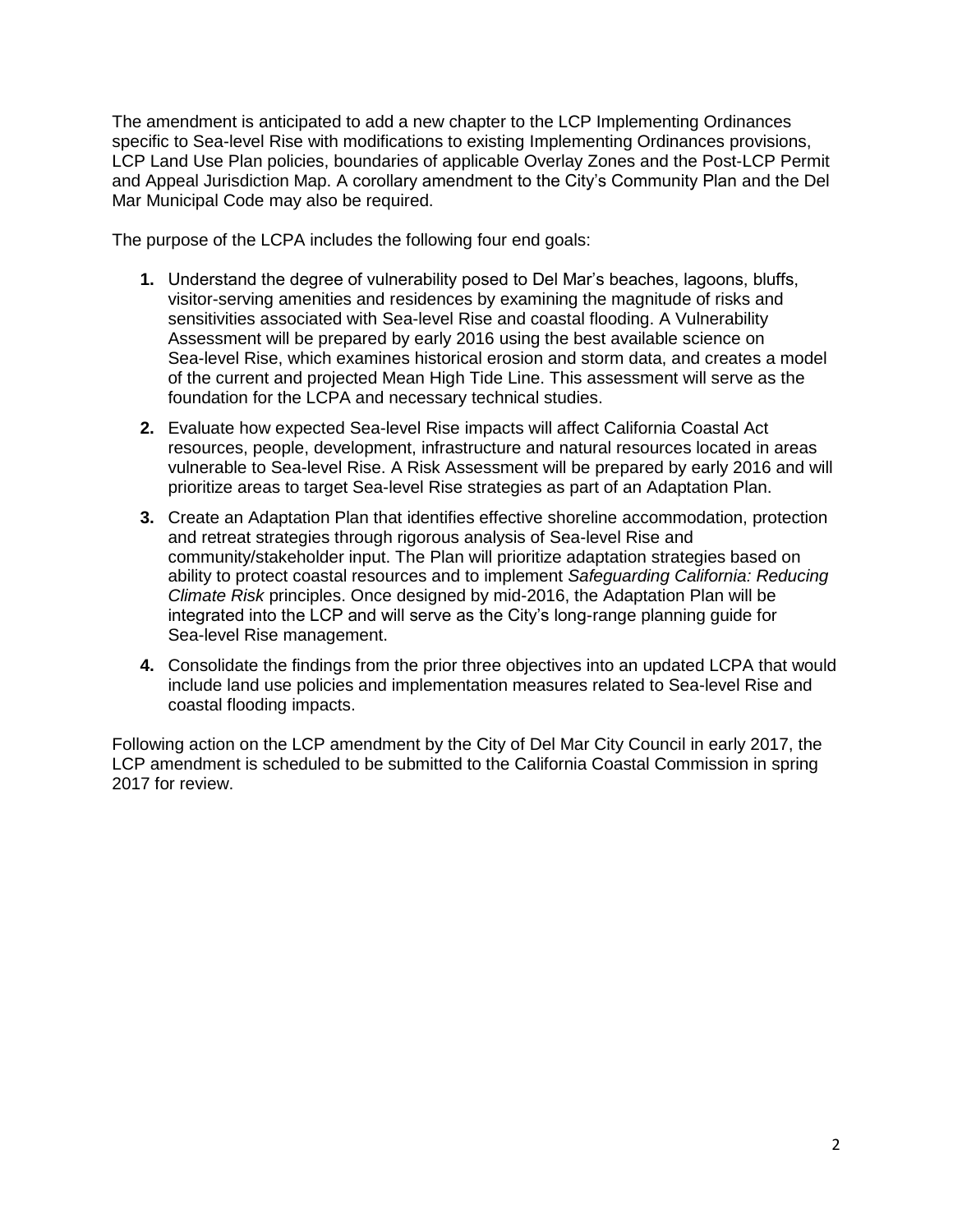The amendment is anticipated to add a new chapter to the LCP Implementing Ordinances specific to Sea-level Rise with modifications to existing Implementing Ordinances provisions, LCP Land Use Plan policies, boundaries of applicable Overlay Zones and the Post-LCP Permit and Appeal Jurisdiction Map. A corollary amendment to the City's Community Plan and the Del Mar Municipal Code may also be required.

The purpose of the LCPA includes the following four end goals:

1. Understand the degree of vulnerability posed to Del Mar's beaches, lagoons, bluffs, visitor-serving amenities and residences by examining the magnitude of risks and sensitivities associated with Sea-level Rise and coastal flooding. A Vulnerability Assessment will be prepared by early 2016 using the best available science on Sea-level Rise, which examines historical erosion and storm data, and creates a model of the current and projected Mean High Tide Line. This assessment will serve as the foundation for the LCPA and necessary technical studies.
2. Evaluate how expected Sea-level Rise impacts will affect California Coastal Act resources, people, development, infrastructure and natural resources located in areas vulnerable to Sea-level Rise. A Risk Assessment will be prepared by early 2016 and will prioritize areas to target Sea-level Rise strategies as part of an Adaptation Plan.
3. Create an Adaptation Plan that identifies effective shoreline accommodation, protection and retreat strategies through rigorous analysis of Sea-level Rise and community/stakeholder input. The Plan will prioritize adaptation strategies based on ability to protect coastal resources and to implement *Safeguarding California: Reducing Climate Risk* principles. Once designed by mid-2016, the Adaptation Plan will be integrated into the LCP and will serve as the City's long-range planning guide for Sea-level Rise management.
4. Consolidate the findings from the prior three objectives into an updated LCPA that would include land use policies and implementation measures related to Sea-level Rise and coastal flooding impacts.

Following action on the LCP amendment by the City of Del Mar City Council in early 2017, the LCP amendment is scheduled to be submitted to the California Coastal Commission in spring 2017 for review.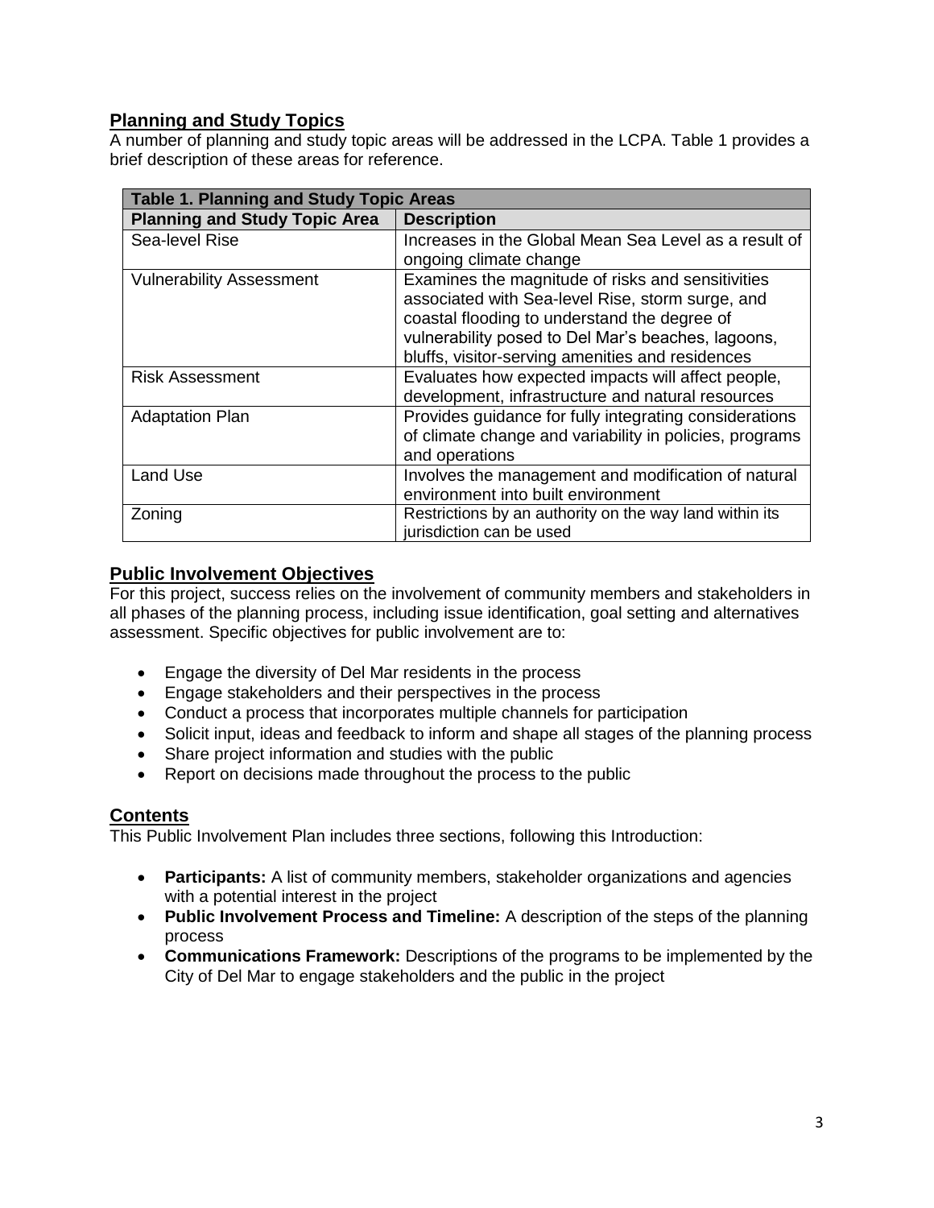## Planning and Study Topics

A number of planning and study topic areas will be addressed in the LCPA. Table 1 provides a brief description of these areas for reference.

| Table 1. Planning and Study Topic Areas | |
|---|---|
| **Planning and Study Topic Area** | **Description** |
| Sea-level Rise | Increases in the Global Mean Sea Level as a result of ongoing climate change |
| Vulnerability Assessment | Examines the magnitude of risks and sensitivities associated with Sea-level Rise, storm surge, and coastal flooding to understand the degree of vulnerability posed to Del Mar's beaches, lagoons, bluffs, visitor-serving amenities and residences |
| Risk Assessment | Evaluates how expected impacts will affect people, development, infrastructure and natural resources |
| Adaptation Plan | Provides guidance for fully integrating considerations of climate change and variability in policies, programs and operations |
| Land Use | Involves the management and modification of natural environment into built environment |
| Zoning | Restrictions by an authority on the way land within its jurisdiction can be used |

## Public Involvement Objectives

For this project, success relies on the involvement of community members and stakeholders in all phases of the planning process, including issue identification, goal setting and alternatives assessment. Specific objectives for public involvement are to:

- Engage the diversity of Del Mar residents in the process
- Engage stakeholders and their perspectives in the process
- Conduct a process that incorporates multiple channels for participation
- Solicit input, ideas and feedback to inform and shape all stages of the planning process
- Share project information and studies with the public
- Report on decisions made throughout the process to the public

## Contents

This Public Involvement Plan includes three sections, following this Introduction:

- **Participants:** A list of community members, stakeholder organizations and agencies with a potential interest in the project
- **Public Involvement Process and Timeline:** A description of the steps of the planning process
- **Communications Framework:** Descriptions of the programs to be implemented by the City of Del Mar to engage stakeholders and the public in the project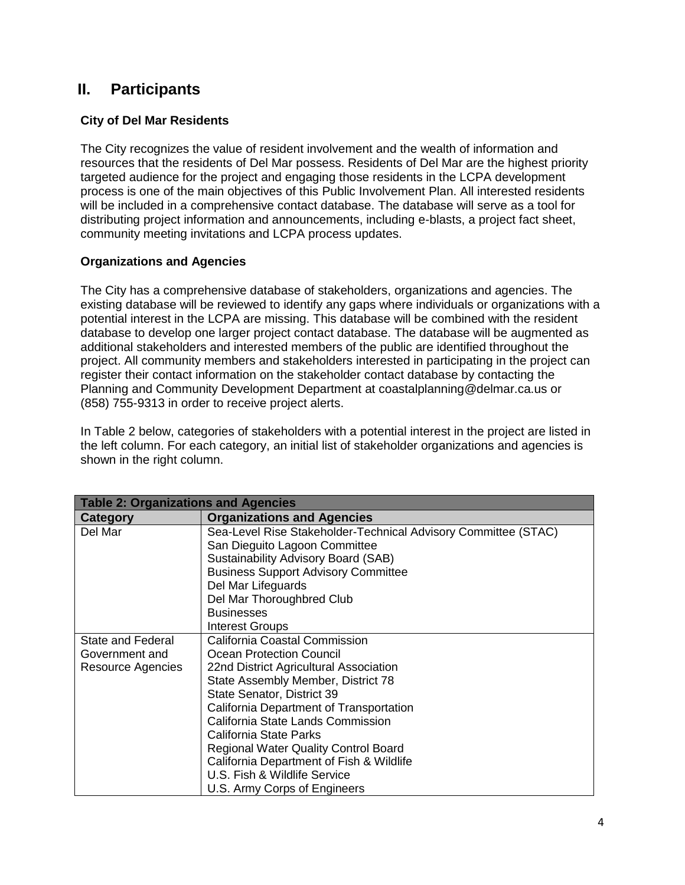## II. Participants

**City of Del Mar Residents**

The City recognizes the value of resident involvement and the wealth of information and resources that the residents of Del Mar possess. Residents of Del Mar are the highest priority targeted audience for the project and engaging those residents in the LCPA development process is one of the main objectives of this Public Involvement Plan. All interested residents will be included in a comprehensive contact database. The database will serve as a tool for distributing project information and announcements, including e-blasts, a project fact sheet, community meeting invitations and LCPA process updates.

**Organizations and Agencies**

The City has a comprehensive database of stakeholders, organizations and agencies. The existing database will be reviewed to identify any gaps where individuals or organizations with a potential interest in the LCPA are missing. This database will be combined with the resident database to develop one larger project contact database. The database will be augmented as additional stakeholders and interested members of the public are identified throughout the project. All community members and stakeholders interested in participating in the project can register their contact information on the stakeholder contact database by contacting the Planning and Community Development Department at coastalplanning@delmar.ca.us or (858) 755-9313 in order to receive project alerts.

In Table 2 below, categories of stakeholders with a potential interest in the project are listed in the left column. For each category, an initial list of stakeholder organizations and agencies is shown in the right column.

**Table 2: Organizations and Agencies**

| Category | Organizations and Agencies |
|---|---|
| Del Mar | Sea-Level Rise Stakeholder-Technical Advisory Committee (STAC)<br>San Dieguito Lagoon Committee<br>Sustainability Advisory Board (SAB)<br>Business Support Advisory Committee<br>Del Mar Lifeguards<br>Del Mar Thoroughbred Club<br>Businesses<br>Interest Groups |
| State and Federal Government and Resource Agencies | California Coastal Commission<br>Ocean Protection Council<br>22nd District Agricultural Association<br>State Assembly Member, District 78<br>State Senator, District 39<br>California Department of Transportation<br>California State Lands Commission<br>California State Parks<br>Regional Water Quality Control Board<br>California Department of Fish & Wildlife<br>U.S. Fish & Wildlife Service<br>U.S. Army Corps of Engineers |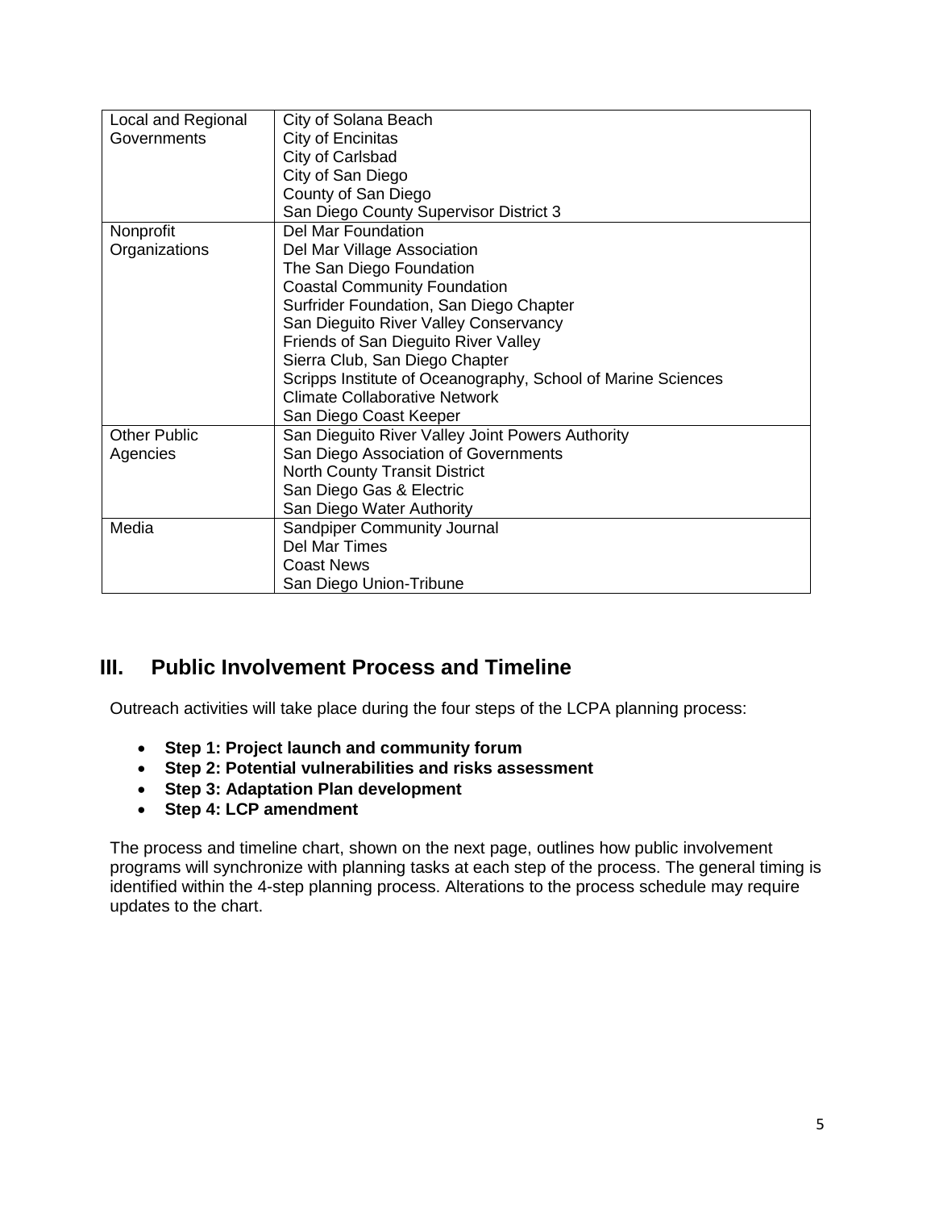| | |
|---|---|
| Local and Regional Governments | City of Solana Beach<br>City of Encinitas<br>City of Carlsbad<br>City of San Diego<br>County of San Diego<br>San Diego County Supervisor District 3 |
| Nonprofit Organizations | Del Mar Foundation<br>Del Mar Village Association<br>The San Diego Foundation<br>Coastal Community Foundation<br>Surfrider Foundation, San Diego Chapter<br>San Dieguito River Valley Conservancy<br>Friends of San Dieguito River Valley<br>Sierra Club, San Diego Chapter<br>Scripps Institute of Oceanography, School of Marine Sciences<br>Climate Collaborative Network<br>San Diego Coast Keeper |
| Other Public Agencies | San Dieguito River Valley Joint Powers Authority<br>San Diego Association of Governments<br>North County Transit District<br>San Diego Gas & Electric<br>San Diego Water Authority |
| Media | Sandpiper Community Journal<br>Del Mar Times<br>Coast News<br>San Diego Union-Tribune |

## III. Public Involvement Process and Timeline

Outreach activities will take place during the four steps of the LCPA planning process:

- **Step 1: Project launch and community forum**
- **Step 2: Potential vulnerabilities and risks assessment**
- **Step 3: Adaptation Plan development**
- **Step 4: LCP amendment**

The process and timeline chart, shown on the next page, outlines how public involvement programs will synchronize with planning tasks at each step of the process. The general timing is identified within the 4-step planning process. Alterations to the process schedule may require updates to the chart.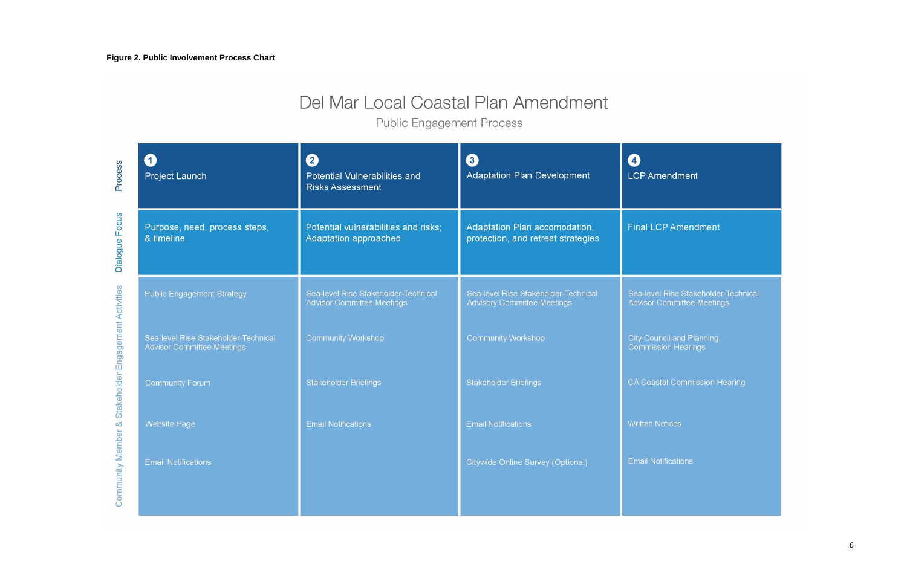**Figure 2. Public Involvement Process Chart**

# Del Mar Local Coastal Plan Amendment

Public Engagement Process

| | | | | |
|---|---|---|---|---|
| **Process** | 1 Project Launch | 2 Potential Vulnerabilities and Risks Assessment | 3 Adaptation Plan Development | 4 LCP Amendment |
| **Dialogue Focus** | Purpose, need, process steps, & timeline | Potential vulnerabilities and risks; Adaptation approached | Adaptation Plan accomodation, protection, and retreat strategies | Final LCP Amendment |
| **Community Member & Stakeholder Engagement Activities** | Public Engagement Strategy<br>Sea-level Rise Stakeholder-Technical Advisor Committee Meetings<br>Community Forum<br>Website Page<br>Email Notifications | Sea-level Rise Stakeholder-Technical Advisor Committee Meetings<br>Community Workshop<br>Stakeholder Briefings<br>Email Notifications | Sea-level Rise Stakeholder-Technical Advisory Committee Meetings<br>Community Workshop<br>Stakeholder Briefings<br>Email Notifications<br>Citywide Online Survey (Optional) | Sea-level Rise Stakeholder-Technical Advisor Committee Meetings<br>City Council and Planning Commission Hearings<br>CA Coastal Commission Hearing<br>Written Notices<br>Email Notifications |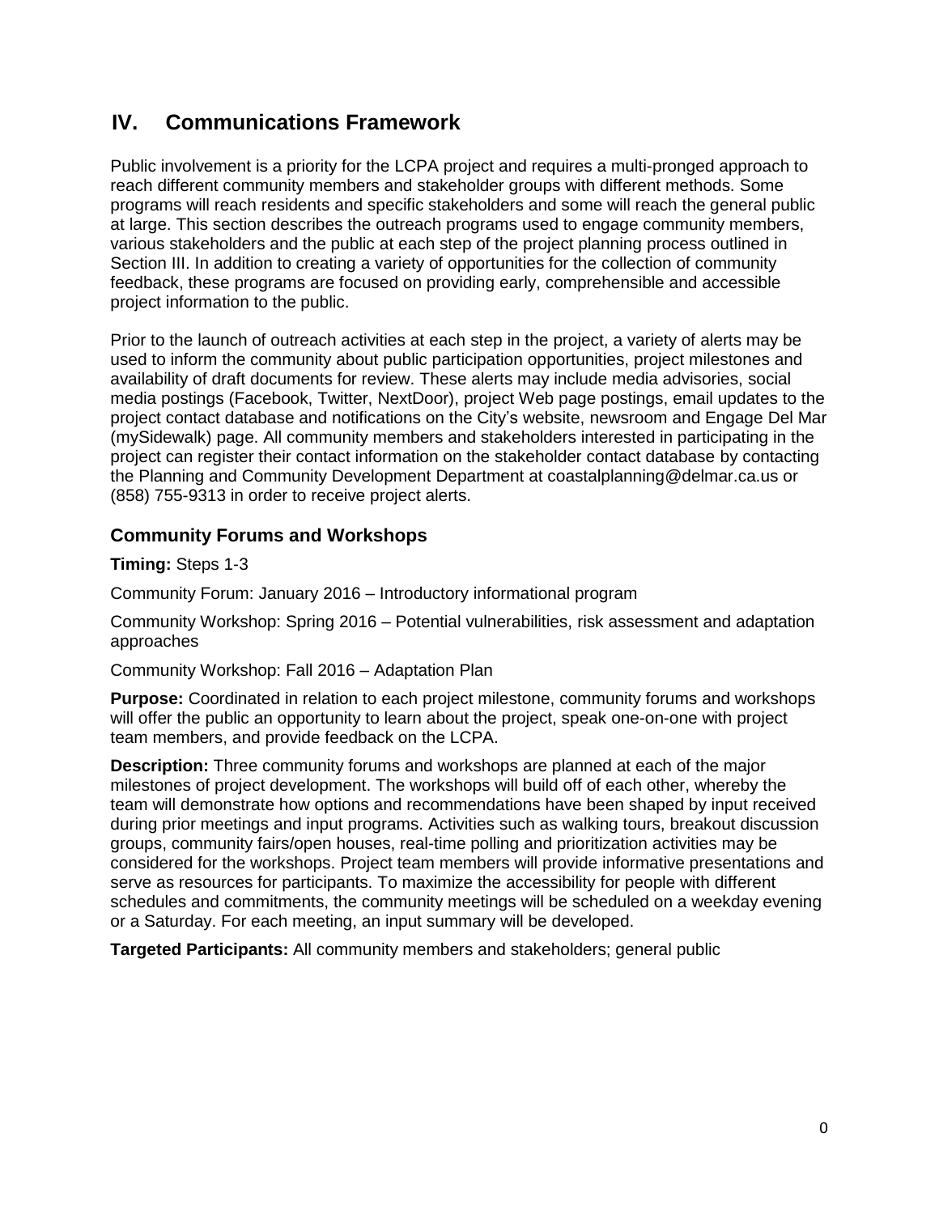# IV. Communications Framework

Public involvement is a priority for the LCPA project and requires a multi-pronged approach to reach different community members and stakeholder groups with different methods. Some programs will reach residents and specific stakeholders and some will reach the general public at large. This section describes the outreach programs used to engage community members, various stakeholders and the public at each step of the project planning process outlined in Section III. In addition to creating a variety of opportunities for the collection of community feedback, these programs are focused on providing early, comprehensible and accessible project information to the public.

Prior to the launch of outreach activities at each step in the project, a variety of alerts may be used to inform the community about public participation opportunities, project milestones and availability of draft documents for review. These alerts may include media advisories, social media postings (Facebook, Twitter, NextDoor), project Web page postings, email updates to the project contact database and notifications on the City's website, newsroom and Engage Del Mar (mySidewalk) page. All community members and stakeholders interested in participating in the project can register their contact information on the stakeholder contact database by contacting the Planning and Community Development Department at coastalplanning@delmar.ca.us or (858) 755-9313 in order to receive project alerts.

## Community Forums and Workshops

**Timing:** Steps 1-3

Community Forum: January 2016 – Introductory informational program

Community Workshop: Spring 2016 – Potential vulnerabilities, risk assessment and adaptation approaches

Community Workshop: Fall 2016 – Adaptation Plan

**Purpose:** Coordinated in relation to each project milestone, community forums and workshops will offer the public an opportunity to learn about the project, speak one-on-one with project team members, and provide feedback on the LCPA.

**Description:** Three community forums and workshops are planned at each of the major milestones of project development. The workshops will build off of each other, whereby the team will demonstrate how options and recommendations have been shaped by input received during prior meetings and input programs. Activities such as walking tours, breakout discussion groups, community fairs/open houses, real-time polling and prioritization activities may be considered for the workshops. Project team members will provide informative presentations and serve as resources for participants. To maximize the accessibility for people with different schedules and commitments, the community meetings will be scheduled on a weekday evening or a Saturday. For each meeting, an input summary will be developed.

**Targeted Participants:** All community members and stakeholders; general public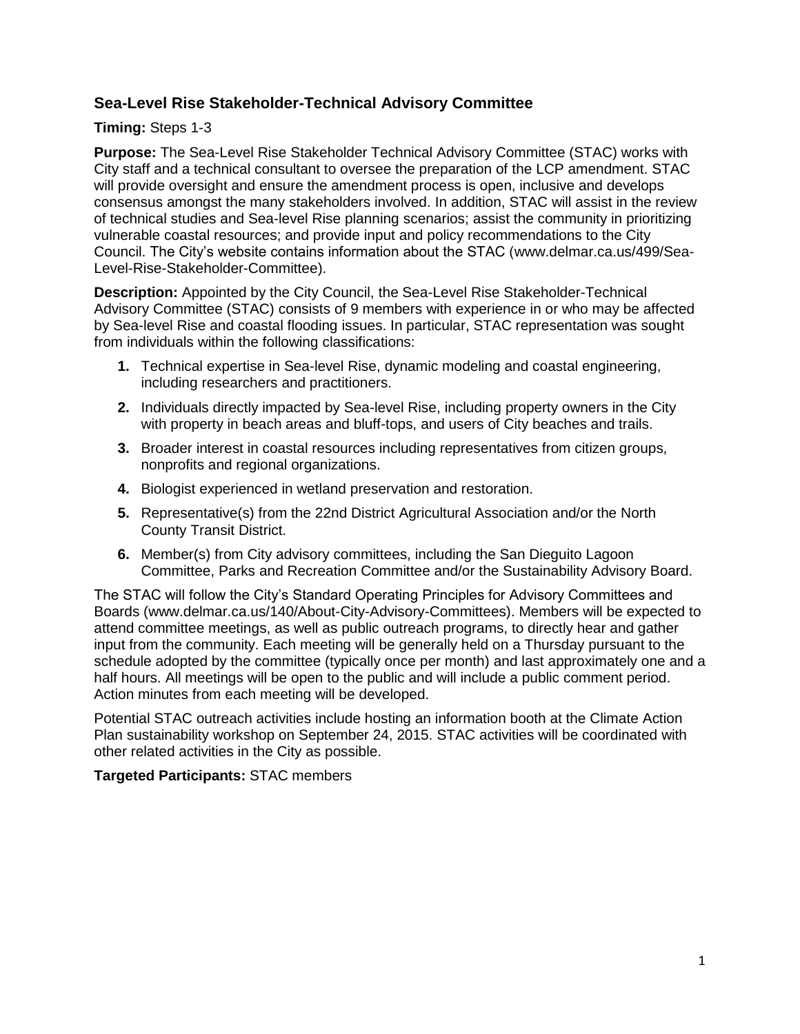### Sea-Level Rise Stakeholder-Technical Advisory Committee

**Timing:** Steps 1-3

**Purpose:** The Sea-Level Rise Stakeholder Technical Advisory Committee (STAC) works with City staff and a technical consultant to oversee the preparation of the LCP amendment. STAC will provide oversight and ensure the amendment process is open, inclusive and develops consensus amongst the many stakeholders involved. In addition, STAC will assist in the review of technical studies and Sea-level Rise planning scenarios; assist the community in prioritizing vulnerable coastal resources; and provide input and policy recommendations to the City Council. The City's website contains information about the STAC (www.delmar.ca.us/499/Sea-Level-Rise-Stakeholder-Committee).

**Description:** Appointed by the City Council, the Sea-Level Rise Stakeholder-Technical Advisory Committee (STAC) consists of 9 members with experience in or who may be affected by Sea-level Rise and coastal flooding issues. In particular, STAC representation was sought from individuals within the following classifications:

1. Technical expertise in Sea-level Rise, dynamic modeling and coastal engineering, including researchers and practitioners.
2. Individuals directly impacted by Sea-level Rise, including property owners in the City with property in beach areas and bluff-tops, and users of City beaches and trails.
3. Broader interest in coastal resources including representatives from citizen groups, nonprofits and regional organizations.
4. Biologist experienced in wetland preservation and restoration.
5. Representative(s) from the 22nd District Agricultural Association and/or the North County Transit District.
6. Member(s) from City advisory committees, including the San Dieguito Lagoon Committee, Parks and Recreation Committee and/or the Sustainability Advisory Board.

The STAC will follow the City's Standard Operating Principles for Advisory Committees and Boards (www.delmar.ca.us/140/About-City-Advisory-Committees). Members will be expected to attend committee meetings, as well as public outreach programs, to directly hear and gather input from the community. Each meeting will be generally held on a Thursday pursuant to the schedule adopted by the committee (typically once per month) and last approximately one and a half hours. All meetings will be open to the public and will include a public comment period. Action minutes from each meeting will be developed.

Potential STAC outreach activities include hosting an information booth at the Climate Action Plan sustainability workshop on September 24, 2015. STAC activities will be coordinated with other related activities in the City as possible.

**Targeted Participants:** STAC members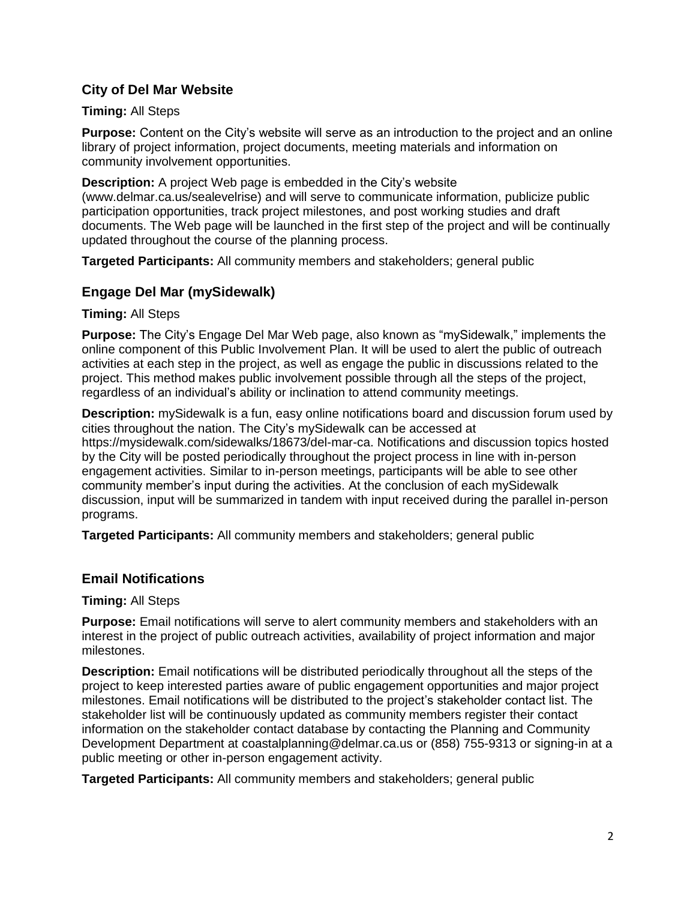## City of Del Mar Website

**Timing:** All Steps

**Purpose:** Content on the City's website will serve as an introduction to the project and an online library of project information, project documents, meeting materials and information on community involvement opportunities.

**Description:** A project Web page is embedded in the City's website (www.delmar.ca.us/sealevelrise) and will serve to communicate information, publicize public participation opportunities, track project milestones, and post working studies and draft documents. The Web page will be launched in the first step of the project and will be continually updated throughout the course of the planning process.

**Targeted Participants:** All community members and stakeholders; general public

## Engage Del Mar (mySidewalk)

**Timing:** All Steps

**Purpose:** The City's Engage Del Mar Web page, also known as "mySidewalk," implements the online component of this Public Involvement Plan. It will be used to alert the public of outreach activities at each step in the project, as well as engage the public in discussions related to the project. This method makes public involvement possible through all the steps of the project, regardless of an individual's ability or inclination to attend community meetings.

**Description:** mySidewalk is a fun, easy online notifications board and discussion forum used by cities throughout the nation. The City's mySidewalk can be accessed at https://mysidewalk.com/sidewalks/18673/del-mar-ca. Notifications and discussion topics hosted by the City will be posted periodically throughout the project process in line with in-person engagement activities. Similar to in-person meetings, participants will be able to see other community member's input during the activities. At the conclusion of each mySidewalk discussion, input will be summarized in tandem with input received during the parallel in-person programs.

**Targeted Participants:** All community members and stakeholders; general public

## Email Notifications

**Timing:** All Steps

**Purpose:** Email notifications will serve to alert community members and stakeholders with an interest in the project of public outreach activities, availability of project information and major milestones.

**Description:** Email notifications will be distributed periodically throughout all the steps of the project to keep interested parties aware of public engagement opportunities and major project milestones. Email notifications will be distributed to the project's stakeholder contact list. The stakeholder list will be continuously updated as community members register their contact information on the stakeholder contact database by contacting the Planning and Community Development Department at coastalplanning@delmar.ca.us or (858) 755-9313 or signing-in at a public meeting or other in-person engagement activity.

**Targeted Participants:** All community members and stakeholders; general public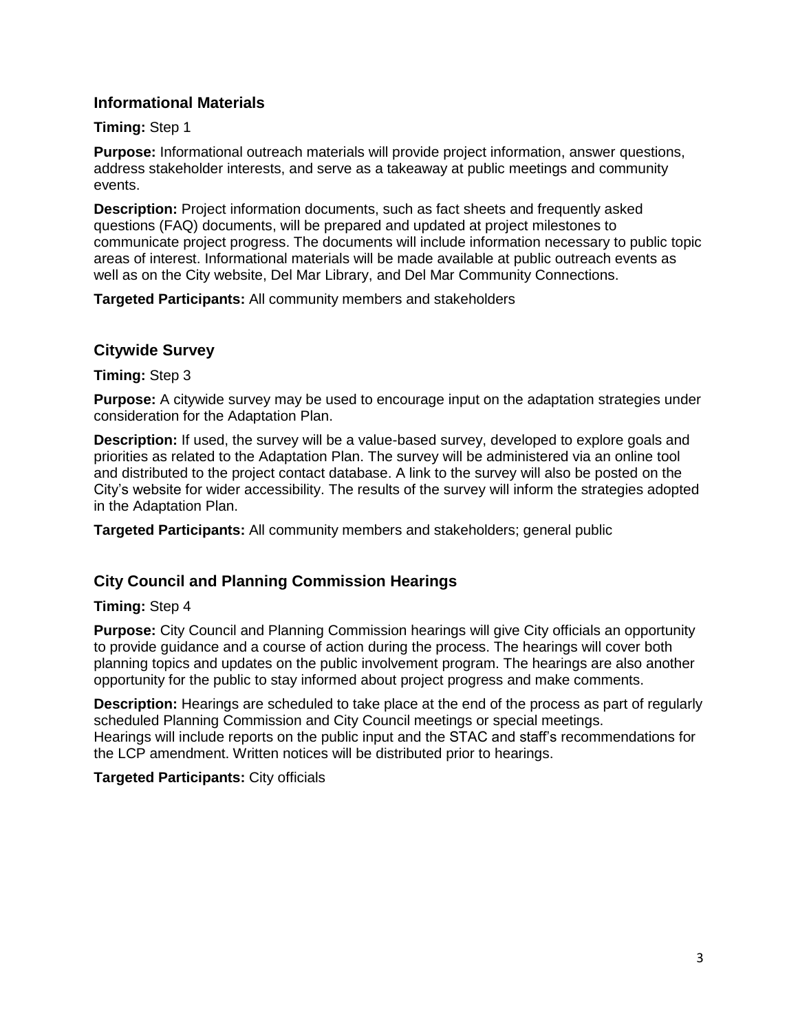## Informational Materials

**Timing:** Step 1

**Purpose:** Informational outreach materials will provide project information, answer questions, address stakeholder interests, and serve as a takeaway at public meetings and community events.

**Description:** Project information documents, such as fact sheets and frequently asked questions (FAQ) documents, will be prepared and updated at project milestones to communicate project progress. The documents will include information necessary to public topic areas of interest. Informational materials will be made available at public outreach events as well as on the City website, Del Mar Library, and Del Mar Community Connections.

**Targeted Participants:** All community members and stakeholders

## Citywide Survey

**Timing:** Step 3

**Purpose:** A citywide survey may be used to encourage input on the adaptation strategies under consideration for the Adaptation Plan.

**Description:** If used, the survey will be a value-based survey, developed to explore goals and priorities as related to the Adaptation Plan. The survey will be administered via an online tool and distributed to the project contact database. A link to the survey will also be posted on the City's website for wider accessibility. The results of the survey will inform the strategies adopted in the Adaptation Plan.

**Targeted Participants:** All community members and stakeholders; general public

## City Council and Planning Commission Hearings

**Timing:** Step 4

**Purpose:** City Council and Planning Commission hearings will give City officials an opportunity to provide guidance and a course of action during the process. The hearings will cover both planning topics and updates on the public involvement program. The hearings are also another opportunity for the public to stay informed about project progress and make comments.

**Description:** Hearings are scheduled to take place at the end of the process as part of regularly scheduled Planning Commission and City Council meetings or special meetings. Hearings will include reports on the public input and the STAC and staff's recommendations for the LCP amendment. Written notices will be distributed prior to hearings.

**Targeted Participants:** City officials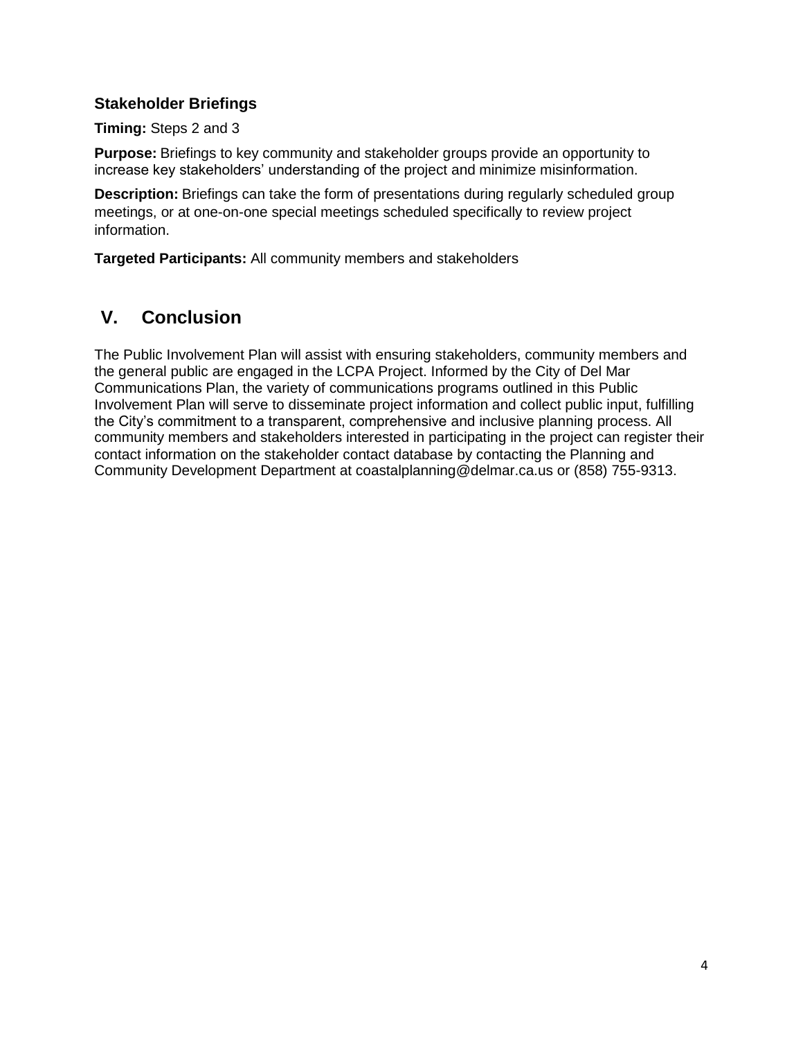### Stakeholder Briefings

**Timing:** Steps 2 and 3

**Purpose:** Briefings to key community and stakeholder groups provide an opportunity to increase key stakeholders' understanding of the project and minimize misinformation.

**Description:** Briefings can take the form of presentations during regularly scheduled group meetings, or at one-on-one special meetings scheduled specifically to review project information.

**Targeted Participants:** All community members and stakeholders

## V. Conclusion

The Public Involvement Plan will assist with ensuring stakeholders, community members and the general public are engaged in the LCPA Project. Informed by the City of Del Mar Communications Plan, the variety of communications programs outlined in this Public Involvement Plan will serve to disseminate project information and collect public input, fulfilling the City's commitment to a transparent, comprehensive and inclusive planning process. All community members and stakeholders interested in participating in the project can register their contact information on the stakeholder contact database by contacting the Planning and Community Development Department at coastalplanning@delmar.ca.us or (858) 755-9313.